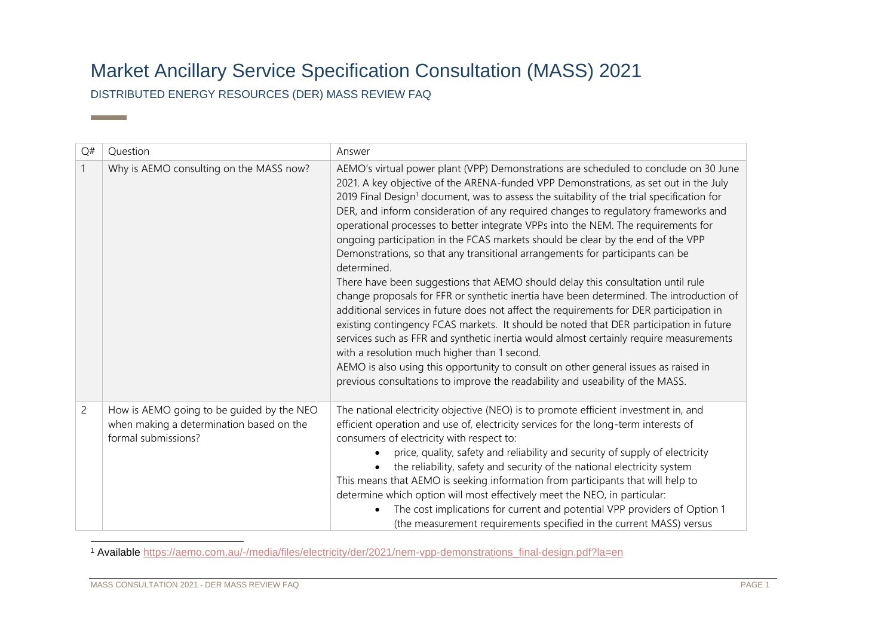# Market Ancillary Service Specification Consultation (MASS) 2021

## DISTRIBUTED ENERGY RESOURCES (DER) MASS REVIEW FAQ

| Q# | Question | Answer |
| --- | --- | --- |
| 1 | Why is AEMO consulting on the MASS now? | AEMO's virtual power plant (VPP) Demonstrations are scheduled to conclude on 30 June 2021. A key objective of the ARENA-funded VPP Demonstrations, as set out in the July 2019 Final Design[1] document, was to assess the suitability of the trial specification for DER, and inform consideration of any required changes to regulatory frameworks and operational processes to better integrate VPPs into the NEM. The requirements for ongoing participation in the FCAS markets should be clear by the end of the VPP Demonstrations, so that any transitional arrangements for participants can be determined.<br>There have been suggestions that AEMO should delay this consultation until rule change proposals for FFR or synthetic inertia have been determined. The introduction of additional services in future does not affect the requirements for DER participation in existing contingency FCAS markets. It should be noted that DER participation in future services such as FFR and synthetic inertia would almost certainly require measurements with a resolution much higher than 1 second.<br>AEMO is also using this opportunity to consult on other general issues as raised in previous consultations to improve the readability and useability of the MASS. |
| 2 | How is AEMO going to be guided by the NEO when making a determination based on the formal submissions? | The national electricity objective (NEO) is to promote efficient investment in, and efficient operation and use of, electricity services for the long-term interests of consumers of electricity with respect to:<br>• price, quality, safety and reliability and security of supply of electricity<br>• the reliability, safety and security of the national electricity system<br>This means that AEMO is seeking information from participants that will help to determine which option will most effectively meet the NEO, in particular:<br>• The cost implications for current and potential VPP providers of Option 1 (the measurement requirements specified in the current MASS) versus |

[1] Available https://aemo.com.au/-/media/files/electricity/der/2021/nem-vpp-demonstrations_final-design.pdf?la=en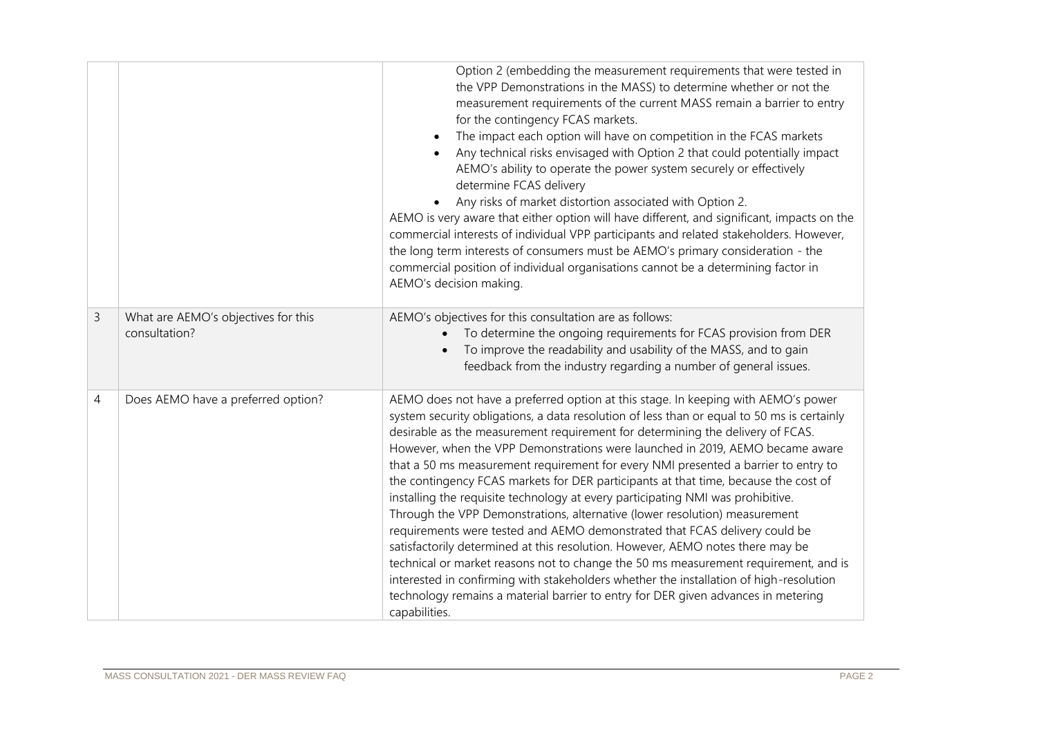| | | |
|---|---|---|
| | | Option 2 (embedding the measurement requirements that were tested in the VPP Demonstrations in the MASS) to determine whether or not the measurement requirements of the current MASS remain a barrier to entry for the contingency FCAS markets.<br>• The impact each option will have on competition in the FCAS markets<br>• Any technical risks envisaged with Option 2 that could potentially impact AEMO's ability to operate the power system securely or effectively determine FCAS delivery<br>• Any risks of market distortion associated with Option 2.<br>AEMO is very aware that either option will have different, and significant, impacts on the commercial interests of individual VPP participants and related stakeholders. However, the long term interests of consumers must be AEMO's primary consideration - the commercial position of individual organisations cannot be a determining factor in AEMO's decision making. |
| 3 | What are AEMO's objectives for this consultation? | AEMO's objectives for this consultation are as follows:<br>• To determine the ongoing requirements for FCAS provision from DER<br>• To improve the readability and usability of the MASS, and to gain feedback from the industry regarding a number of general issues. |
| 4 | Does AEMO have a preferred option? | AEMO does not have a preferred option at this stage. In keeping with AEMO's power system security obligations, a data resolution of less than or equal to 50 ms is certainly desirable as the measurement requirement for determining the delivery of FCAS. However, when the VPP Demonstrations were launched in 2019, AEMO became aware that a 50 ms measurement requirement for every NMI presented a barrier to entry to the contingency FCAS markets for DER participants at that time, because the cost of installing the requisite technology at every participating NMI was prohibitive. Through the VPP Demonstrations, alternative (lower resolution) measurement requirements were tested and AEMO demonstrated that FCAS delivery could be satisfactorily determined at this resolution. However, AEMO notes there may be technical or market reasons not to change the 50 ms measurement requirement, and is interested in confirming with stakeholders whether the installation of high-resolution technology remains a material barrier to entry for DER given advances in metering capabilities. |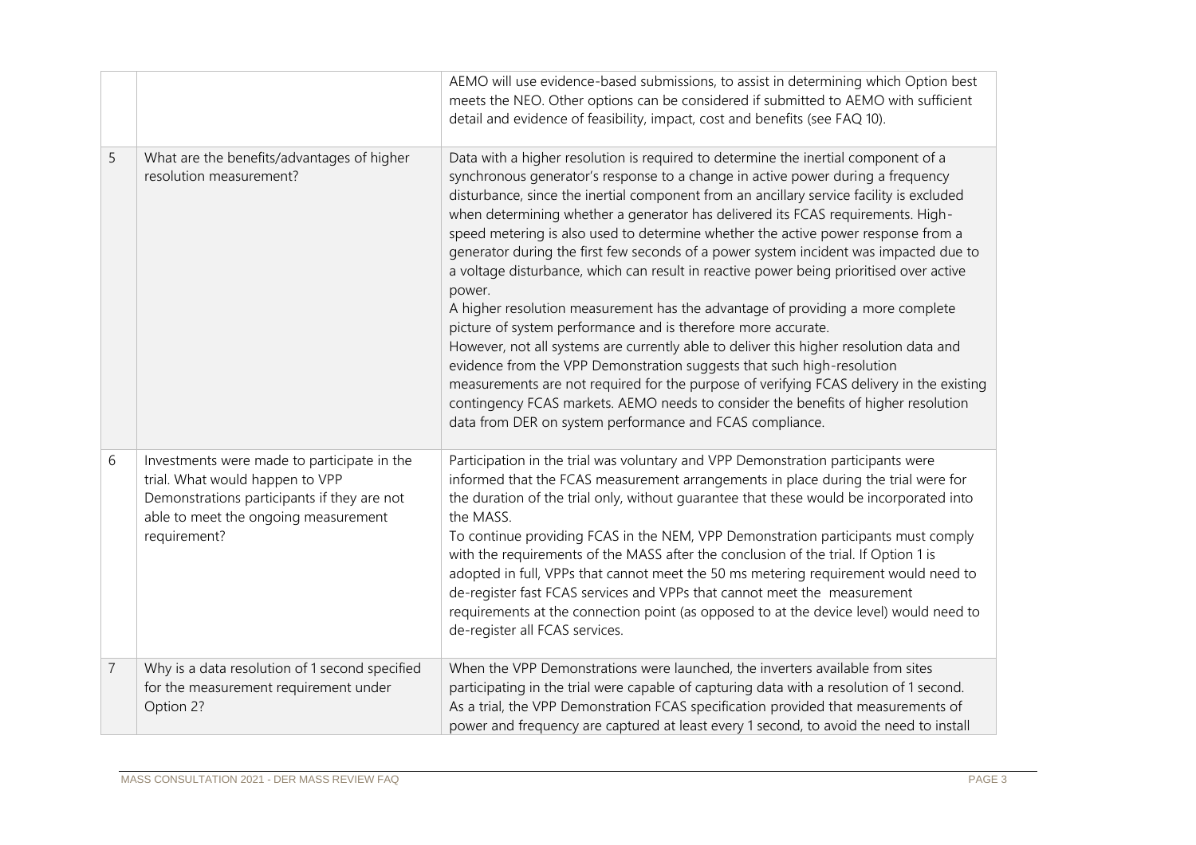| | | |
|---|---|---|
| | | AEMO will use evidence-based submissions, to assist in determining which Option best meets the NEO. Other options can be considered if submitted to AEMO with sufficient detail and evidence of feasibility, impact, cost and benefits (see FAQ 10). |
| 5 | What are the benefits/advantages of higher resolution measurement? | Data with a higher resolution is required to determine the inertial component of a synchronous generator's response to a change in active power during a frequency disturbance, since the inertial component from an ancillary service facility is excluded when determining whether a generator has delivered its FCAS requirements. High-speed metering is also used to determine whether the active power response from a generator during the first few seconds of a power system incident was impacted due to a voltage disturbance, which can result in reactive power being prioritised over active power.<br>A higher resolution measurement has the advantage of providing a more complete picture of system performance and is therefore more accurate.<br>However, not all systems are currently able to deliver this higher resolution data and evidence from the VPP Demonstration suggests that such high-resolution measurements are not required for the purpose of verifying FCAS delivery in the existing contingency FCAS markets. AEMO needs to consider the benefits of higher resolution data from DER on system performance and FCAS compliance. |
| 6 | Investments were made to participate in the trial. What would happen to VPP Demonstrations participants if they are not able to meet the ongoing measurement requirement? | Participation in the trial was voluntary and VPP Demonstration participants were informed that the FCAS measurement arrangements in place during the trial were for the duration of the trial only, without guarantee that these would be incorporated into the MASS.<br>To continue providing FCAS in the NEM, VPP Demonstration participants must comply with the requirements of the MASS after the conclusion of the trial. If Option 1 is adopted in full, VPPs that cannot meet the 50 ms metering requirement would need to de-register fast FCAS services and VPPs that cannot meet the measurement requirements at the connection point (as opposed to at the device level) would need to de-register all FCAS services. |
| 7 | Why is a data resolution of 1 second specified for the measurement requirement under Option 2? | When the VPP Demonstrations were launched, the inverters available from sites participating in the trial were capable of capturing data with a resolution of 1 second. As a trial, the VPP Demonstration FCAS specification provided that measurements of power and frequency are captured at least every 1 second, to avoid the need to install |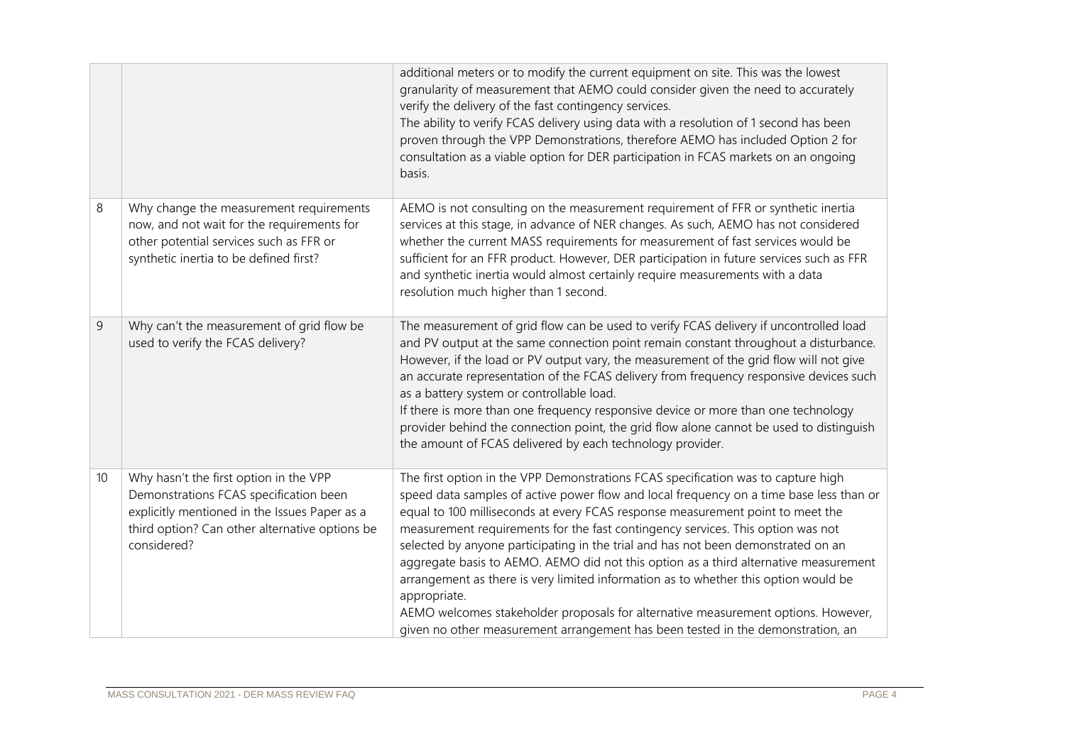| | | |
|---|---|---|
| | | additional meters or to modify the current equipment on site. This was the lowest granularity of measurement that AEMO could consider given the need to accurately verify the delivery of the fast contingency services.<br>The ability to verify FCAS delivery using data with a resolution of 1 second has been proven through the VPP Demonstrations, therefore AEMO has included Option 2 for consultation as a viable option for DER participation in FCAS markets on an ongoing basis. |
| 8 | Why change the measurement requirements now, and not wait for the requirements for other potential services such as FFR or synthetic inertia to be defined first? | AEMO is not consulting on the measurement requirement of FFR or synthetic inertia services at this stage, in advance of NER changes. As such, AEMO has not considered whether the current MASS requirements for measurement of fast services would be sufficient for an FFR product. However, DER participation in future services such as FFR and synthetic inertia would almost certainly require measurements with a data resolution much higher than 1 second. |
| 9 | Why can't the measurement of grid flow be used to verify the FCAS delivery? | The measurement of grid flow can be used to verify FCAS delivery if uncontrolled load and PV output at the same connection point remain constant throughout a disturbance. However, if the load or PV output vary, the measurement of the grid flow will not give an accurate representation of the FCAS delivery from frequency responsive devices such as a battery system or controllable load.<br>If there is more than one frequency responsive device or more than one technology provider behind the connection point, the grid flow alone cannot be used to distinguish the amount of FCAS delivered by each technology provider. |
| 10 | Why hasn't the first option in the VPP Demonstrations FCAS specification been explicitly mentioned in the Issues Paper as a third option? Can other alternative options be considered? | The first option in the VPP Demonstrations FCAS specification was to capture high speed data samples of active power flow and local frequency on a time base less than or equal to 100 milliseconds at every FCAS response measurement point to meet the measurement requirements for the fast contingency services. This option was not selected by anyone participating in the trial and has not been demonstrated on an aggregate basis to AEMO. AEMO did not this option as a third alternative measurement arrangement as there is very limited information as to whether this option would be appropriate.<br>AEMO welcomes stakeholder proposals for alternative measurement options. However, given no other measurement arrangement has been tested in the demonstration, an |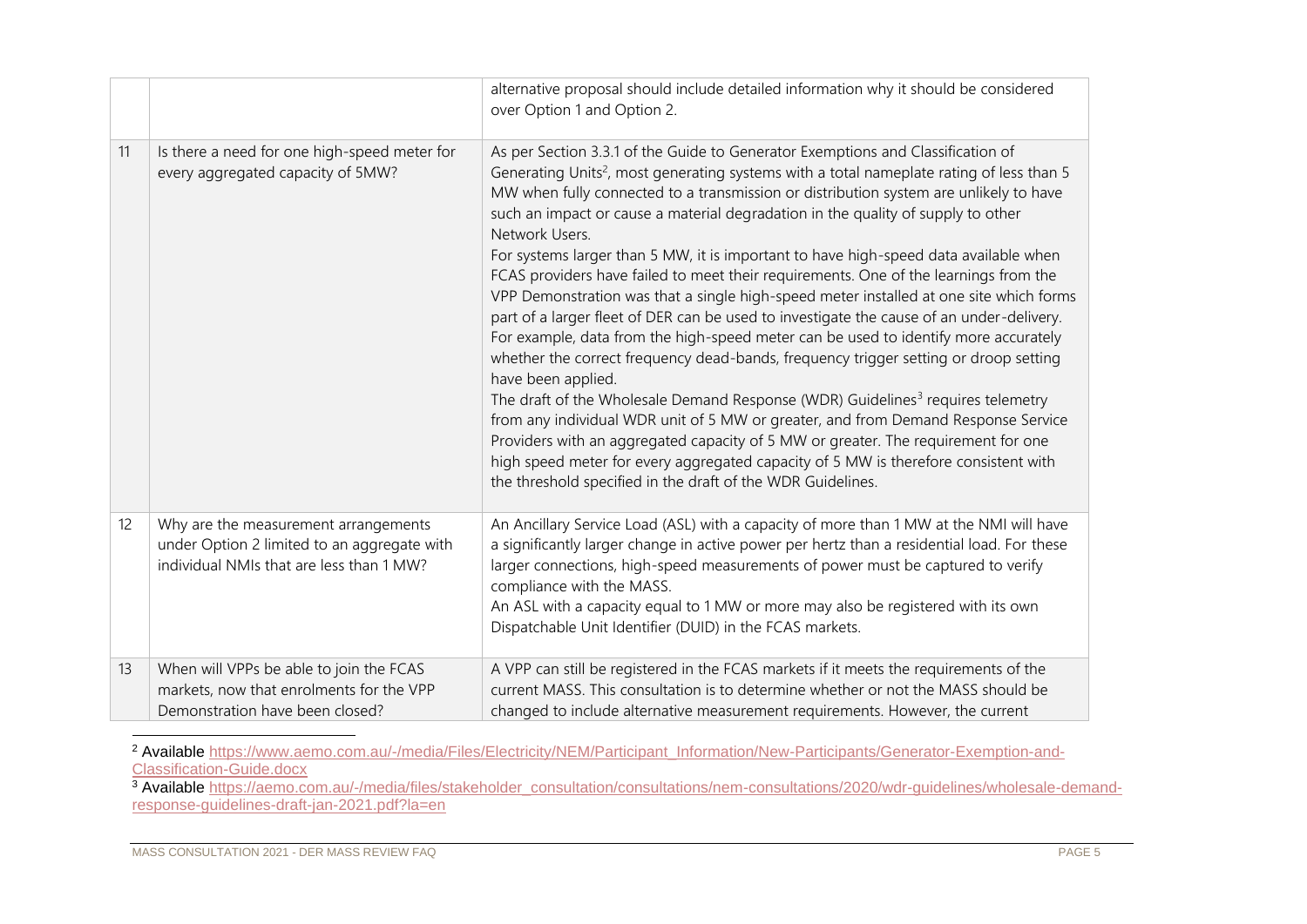| | | |
|---|---|---|
| | | alternative proposal should include detailed information why it should be considered over Option 1 and Option 2. |
| 11 | Is there a need for one high-speed meter for every aggregated capacity of 5MW? | As per Section 3.3.1 of the Guide to Generator Exemptions and Classification of Generating Units[2], most generating systems with a total nameplate rating of less than 5 MW when fully connected to a transmission or distribution system are unlikely to have such an impact or cause a material degradation in the quality of supply to other Network Users.<br>For systems larger than 5 MW, it is important to have high-speed data available when FCAS providers have failed to meet their requirements. One of the learnings from the VPP Demonstration was that a single high-speed meter installed at one site which forms part of a larger fleet of DER can be used to investigate the cause of an under-delivery. For example, data from the high-speed meter can be used to identify more accurately whether the correct frequency dead-bands, frequency trigger setting or droop setting have been applied.<br>The draft of the Wholesale Demand Response (WDR) Guidelines[3] requires telemetry from any individual WDR unit of 5 MW or greater, and from Demand Response Service Providers with an aggregated capacity of 5 MW or greater. The requirement for one high speed meter for every aggregated capacity of 5 MW is therefore consistent with the threshold specified in the draft of the WDR Guidelines. |
| 12 | Why are the measurement arrangements under Option 2 limited to an aggregate with individual NMIs that are less than 1 MW? | An Ancillary Service Load (ASL) with a capacity of more than 1 MW at the NMI will have a significantly larger change in active power per hertz than a residential load. For these larger connections, high-speed measurements of power must be captured to verify compliance with the MASS.<br>An ASL with a capacity equal to 1 MW or more may also be registered with its own Dispatchable Unit Identifier (DUID) in the FCAS markets. |
| 13 | When will VPPs be able to join the FCAS markets, now that enrolments for the VPP Demonstration have been closed? | A VPP can still be registered in the FCAS markets if it meets the requirements of the current MASS. This consultation is to determine whether or not the MASS should be changed to include alternative measurement requirements. However, the current |

[2] Available https://www.aemo.com.au/-/media/Files/Electricity/NEM/Participant_Information/New-Participants/Generator-Exemption-and-Classification-Guide.docx

[3] Available https://aemo.com.au/-/media/files/stakeholder_consultation/consultations/nem-consultations/2020/wdr-guidelines/wholesale-demand-response-guidelines-draft-jan-2021.pdf?la=en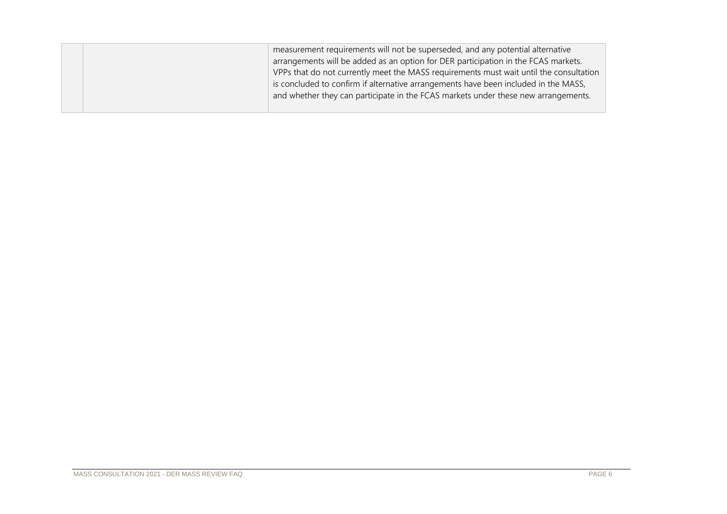| | | |
|---|---|---|
| | | measurement requirements will not be superseded, and any potential alternative arrangements will be added as an option for DER participation in the FCAS markets. VPPs that do not currently meet the MASS requirements must wait until the consultation is concluded to confirm if alternative arrangements have been included in the MASS, and whether they can participate in the FCAS markets under these new arrangements. |